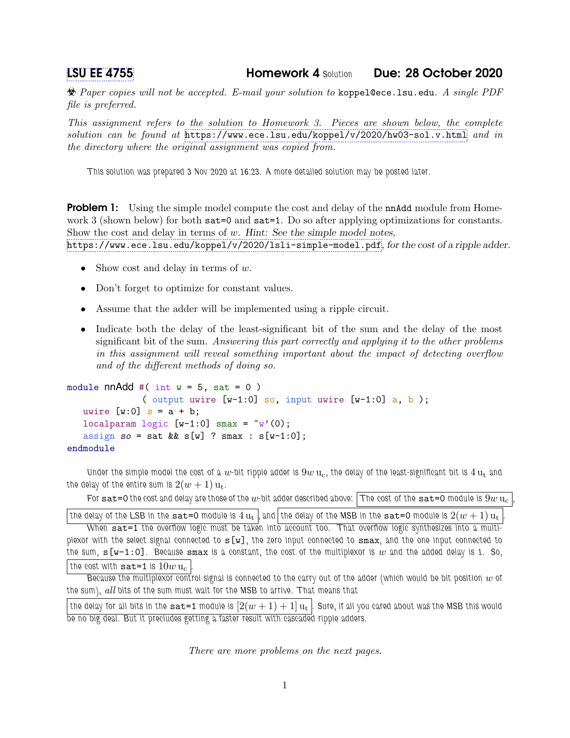# LSU EE 4755 — Homework 4 Solution — Due: 28 October 2020

☣ *Paper copies will not be accepted. E-mail your solution to* `koppel@ece.lsu.edu`*. A single PDF file is preferred.*

*This assignment refers to the solution to Homework 3. Pieces are shown below, the complete solution can be found at* https://www.ece.lsu.edu/koppel/v/2020/hw03-sol.v.html *and in the directory where the original assignment was copied from.*

This solution was prepared 3 Nov 2020 at 16:23. A more detailed solution may be posted later.

**Problem 1:** Using the simple model compute the cost and delay of the `nnAdd` module from Homework 3 (shown below) for both `sat=0` and `sat=1`. Do so after applying optimizations for constants. Show the cost and delay in terms of $w$. *Hint: See the simple model notes,* https://www.ece.lsu.edu/koppel/v/2020/lsli-simple-model.pdf*, for the cost of a ripple adder.*

- Show cost and delay in terms of $w$.
- Don't forget to optimize for constant values.
- Assume that the adder will be implemented using a ripple circuit.
- Indicate both the delay of the least-significant bit of the sum and the delay of the most significant bit of the sum. *Answering this part correctly and applying it to the other problems in this assignment will reveal something important about the impact of detecting overflow and of the different methods of doing so.*

```
module nnAdd #( int w = 5, sat = 0 )
              ( output uwire [w-1:0] so, input uwire [w-1:0] a, b );
   uwire [w:0] s = a + b;
   localparam logic [w-1:0] smax = ~w'(0);
   assign so = sat && s[w] ? smax : s[w-1:0];
endmodule
```

Under the simple model the cost of a $w$-bit ripple adder is $9w\,\mathrm{u_c}$, the delay of the least-significant bit is $4\,\mathrm{u_t}$ and the delay of the entire sum is $2(w+1)\,\mathrm{u_t}$.

For `sat=0` the cost and delay are those of the $w$-bit adder described above: **The cost of the `sat=0` module is $9w\,\mathrm{u_c}$**, **the delay of the LSB in the `sat=0` module is $4\,\mathrm{u_t}$**, and **the delay of the MSB in the `sat=0` module is $2(w+1)\,\mathrm{u_t}$**.

When `sat=1` the overflow logic must be taken into account too. That overflow logic synthesizes into a multiplexor with the select signal connected to `s[w]`, the zero input connected to `smax`, and the one input connected to the sum, `s[w-1:0]`. Because `smax` is a constant, the cost of the multiplexor is $w$ and the added delay is 1. So, **the cost with `sat=1` is $10w\,\mathrm{u_c}$**.

Because the multiplexor control signal is connected to the carry out of the adder (which would be bit position $w$ of the sum), *all* bits of the sum must wait for the MSB to arrive. That means that **the delay for all bits in the `sat=1` module is $[2(w+1)+1]\,\mathrm{u_t}$**. Sure, if all you cared about was the MSB this would be no big deal. But it precludes getting a faster result with cascaded ripple adders.

*There are more problems on the next pages.*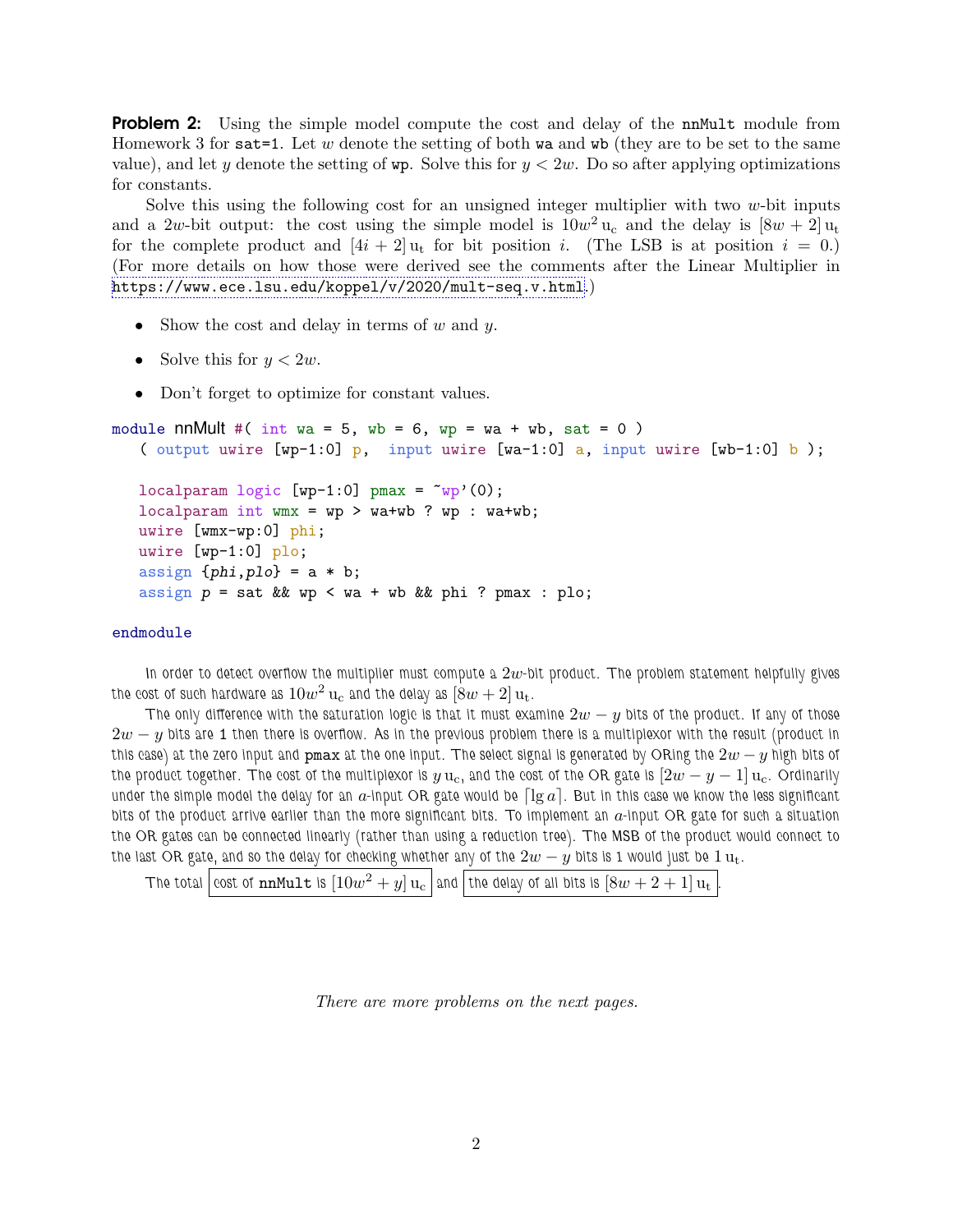**Problem 2:** Using the simple model compute the cost and delay of the `nnMult` module from Homework 3 for `sat=1`. Let $w$ denote the setting of both `wa` and `wb` (they are to be set to the same value), and let $y$ denote the setting of `wp`. Solve this for $y < 2w$. Do so after applying optimizations for constants.

Solve this using the following cost for an unsigned integer multiplier with two $w$-bit inputs and a $2w$-bit output: the cost using the simple model is $10w^2\,\mathrm{u_c}$ and the delay is $[8w + 2]\,\mathrm{u_t}$ for the complete product and $[4i + 2]\,\mathrm{u_t}$ for bit position $i$. (The LSB is at position $i = 0$.) (For more details on how those were derived see the comments after the Linear Multiplier in https://www.ece.lsu.edu/koppel/v/2020/mult-seq.v.html.)

- Show the cost and delay in terms of $w$ and $y$.
- Solve this for $y < 2w$.
- Don't forget to optimize for constant values.

```
module nnMult #( int wa = 5, wb = 6, wp = wa + wb, sat = 0 )
   ( output uwire [wp-1:0] p,  input uwire [wa-1:0] a, input uwire [wb-1:0] b );

   localparam logic [wp-1:0] pmax = ~wp'(0);
   localparam int wmx = wp > wa+wb ? wp : wa+wb;
   uwire [wmx-wp:0] phi;
   uwire [wp-1:0] plo;
   assign {phi,plo} = a * b;
   assign p = sat && wp < wa + wb && phi ? pmax : plo;

endmodule
```

In order to detect overflow the multiplier must compute a $2w$-bit product. The problem statement helpfully gives the cost of such hardware as $10w^2\,\mathrm{u_c}$ and the delay as $[8w + 2]\,\mathrm{u_t}$.

The only difference with the saturation logic is that it must examine $2w - y$ bits of the product. If any of those $2w - y$ bits are 1 then there is overflow. As in the previous problem there is a multiplexor with the result (product in this case) at the zero input and `pmax` at the one input. The select signal is generated by ORing the $2w - y$ high bits of the product together. The cost of the multiplexor is $y\,\mathrm{u_c}$, and the cost of the OR gate is $[2w - y - 1]\,\mathrm{u_c}$. Ordinarily under the simple model the delay for an $a$-input OR gate would be $\lceil \lg a \rceil$. But in this case we know the less significant bits of the product arrive earlier than the more significant bits. To implement an $a$-input OR gate for such a situation the OR gates can be connected linearly (rather than using a reduction tree). The MSB of the product would connect to the last OR gate, and so the delay for checking whether any of the $2w - y$ bits is 1 would just be $1\,\mathrm{u_t}$.

The total cost of `nnMult` is $[10w^2 + y]\,\mathrm{u_c}$ and the delay of all bits is $[8w + 2 + 1]\,\mathrm{u_t}$.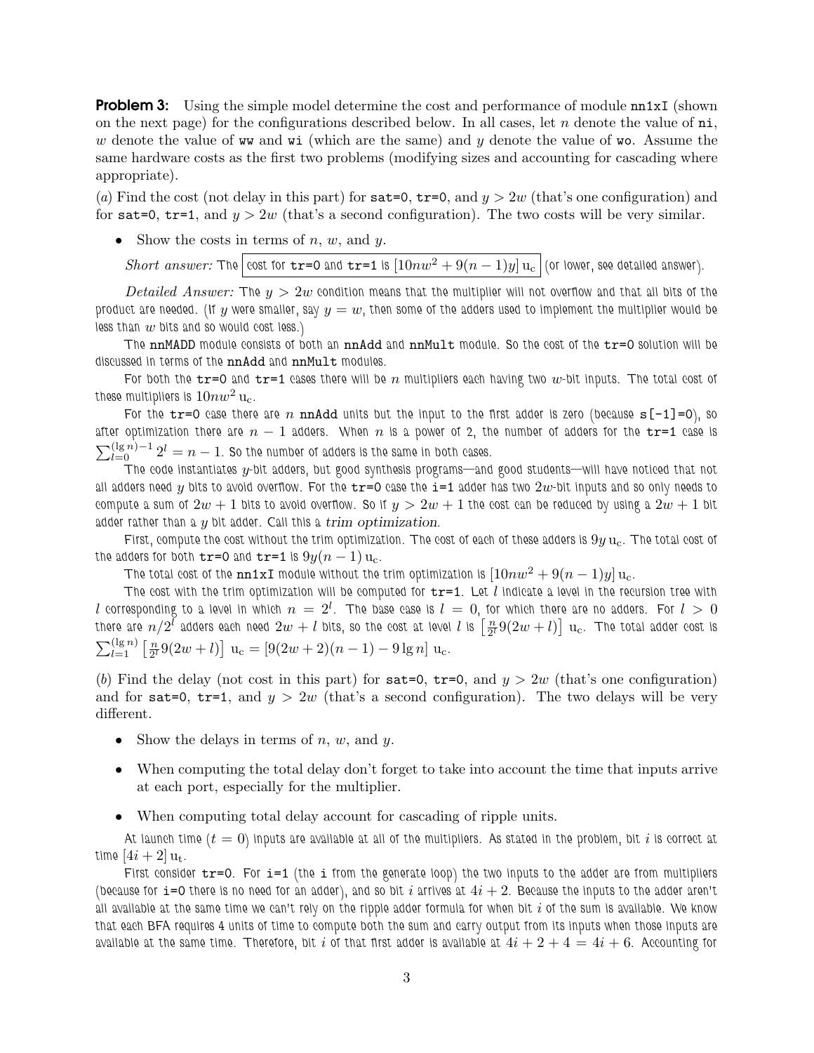**Problem 3:** Using the simple model determine the cost and performance of module nn1xI (shown on the next page) for the configurations described below. In all cases, let $n$ denote the value of ni, $w$ denote the value of ww and wi (which are the same) and $y$ denote the value of wo. Assume the same hardware costs as the first two problems (modifying sizes and accounting for cascading where appropriate).

(*a*) Find the cost (not delay in this part) for sat=0, tr=0, and $y > 2w$ (that's one configuration) and for sat=0, tr=1, and $y > 2w$ (that's a second configuration). The two costs will be very similar.

- Show the costs in terms of $n$, $w$, and $y$.

*Short answer:* The cost for tr=0 and tr=1 is $[10nw^2 + 9(n-1)y]\,\mathrm{u_c}$ (or lower, see detailed answer).

*Detailed Answer:* The $y > 2w$ condition means that the multiplier will not overflow and that all bits of the product are needed. (If $y$ were smaller, say $y = w$, then some of the adders used to implement the multiplier would be less than $w$ bits and so would cost less.)

The nnMADD module consists of both an nnAdd and nnMult module. So the cost of the tr=0 solution will be discussed in terms of the nnAdd and nnMult modules.

For both the tr=0 and tr=1 cases there will be $n$ multipliers each having two $w$-bit inputs. The total cost of these multipliers is $10nw^2\,\mathrm{u_c}$.

For the tr=0 case there are $n$ nnAdd units but the input to the first adder is zero (because s[-1]=0), so after optimization there are $n-1$ adders. When $n$ is a power of 2, the number of adders for the tr=1 case is $\sum_{l=0}^{(\lg n)-1} 2^l = n-1$. So the number of adders is the same in both cases.

The code instantiates $y$-bit adders, but good synthesis programs—and good students—will have noticed that not all adders need $y$ bits to avoid overflow. For the tr=0 case the i=1 adder has two $2w$-bit inputs and so only needs to compute a sum of $2w+1$ bits to avoid overflow. So if $y > 2w+1$ the cost can be reduced by using a $2w+1$ bit adder rather than a $y$ bit adder. Call this a *trim optimization*.

First, compute the cost without the trim optimization. The cost of each of these adders is $9y\,\mathrm{u_c}$. The total cost of the adders for both tr=0 and tr=1 is $9y(n-1)\,\mathrm{u_c}$.

The total cost of the nn1xI module without the trim optimization is $[10nw^2 + 9(n-1)y]\,\mathrm{u_c}$.

The cost with the trim optimization will be computed for tr=1. Let $l$ indicate a level in the recursion tree with $l$ corresponding to a level in which $n = 2^l$. The base case is $l = 0$, for which there are no adders. For $l > 0$ there are $n/2^l$ adders each need $2w + l$ bits, so the cost at level $l$ is $\left[\frac{n}{2^l}9(2w+l)\right]\,\mathrm{u_c}$. The total adder cost is $\sum_{l=1}^{(\lg n)} \left[\frac{n}{2^l}9(2w+l)\right]\,\mathrm{u_c} = [9(2w+2)(n-1) - 9\lg n]\,\mathrm{u_c}$.

(*b*) Find the delay (not cost in this part) for sat=0, tr=0, and $y > 2w$ (that's one configuration) and for sat=0, tr=1, and $y > 2w$ (that's a second configuration). The two delays will be very different.

- Show the delays in terms of $n$, $w$, and $y$.
- When computing the total delay don't forget to take into account the time that inputs arrive at each port, especially for the multiplier.
- When computing total delay account for cascading of ripple units.

At launch time ($t = 0$) inputs are available at all of the multipliers. As stated in the problem, bit $i$ is correct at time $[4i + 2]\,\mathrm{u_t}$.

First consider tr=0. For i=1 (the i from the generate loop) the two inputs to the adder are from multipliers (because for i=0 there is no need for an adder), and so bit $i$ arrives at $4i + 2$. Because the inputs to the adder aren't all available at the same time we can't rely on the ripple adder formula for when bit $i$ of the sum is available. We know that each BFA requires 4 units of time to compute both the sum and carry output from its inputs when those inputs are available at the same time. Therefore, bit $i$ of that first adder is available at $4i + 2 + 4 = 4i + 6$. Accounting for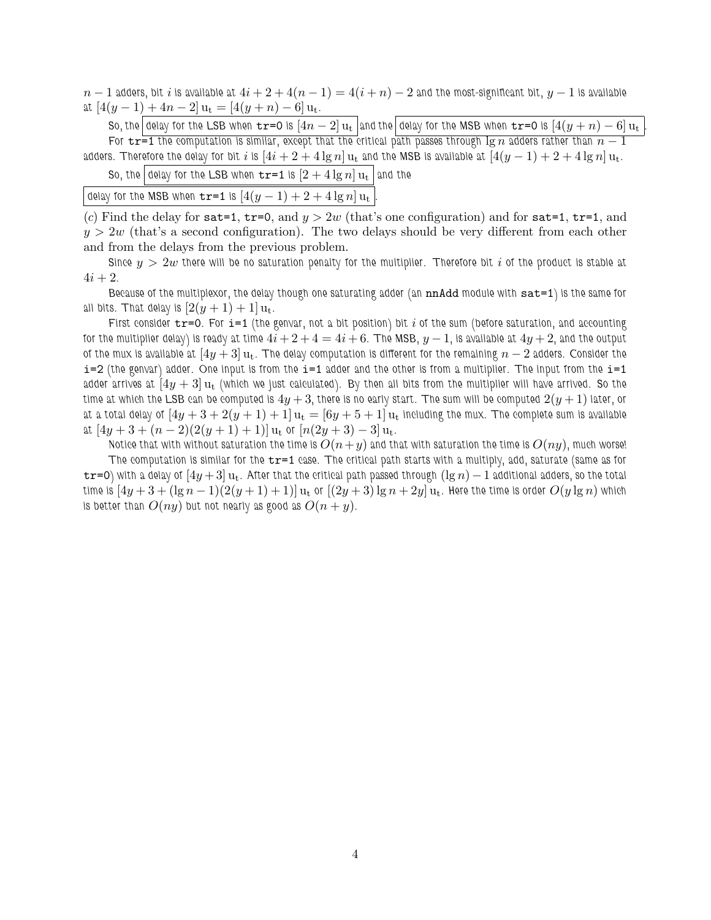$n-1$ adders, bit $i$ is available at $4i+2+4(n-1) = 4(i+n)-2$ and the most-significant bit, $y-1$ is available at $[4(y-1)+4n-2]\,\mathrm{u_t} = [4(y+n)-6]\,\mathrm{u_t}$.

So, the delay for the LSB when `tr=0` is $[4n-2]\,\mathrm{u_t}$ and the delay for the MSB when `tr=0` is $[4(y+n)-6]\,\mathrm{u_t}$.

For `tr=1` the computation is similar, except that the critical path passes through $\lg n$ adders rather than $n-1$ adders. Therefore the delay for bit $i$ is $[4i+2+4\lg n]\,\mathrm{u_t}$ and the MSB is available at $[4(y-1)+2+4\lg n]\,\mathrm{u_t}$.

So, the delay for the LSB when `tr=1` is $[2+4\lg n]\,\mathrm{u_t}$ and the delay for the MSB when `tr=1` is $[4(y-1)+2+4\lg n]\,\mathrm{u_t}$.

(*c*) Find the delay for `sat=1`, `tr=0`, and $y > 2w$ (that's one configuration) and for `sat=1`, `tr=1`, and $y > 2w$ (that's a second configuration). The two delays should be very different from each other and from the delays from the previous problem.

Since $y > 2w$ there will be no saturation penalty for the multiplier. Therefore bit $i$ of the product is stable at $4i+2$.

Because of the multiplexor, the delay though one saturating adder (an **nnAdd** module with `sat=1`) is the same for all bits. That delay is $[2(y+1)+1]\,\mathrm{u_t}$.

First consider `tr=0`. For `i=1` (the genvar, not a bit position) bit $i$ of the sum (before saturation, and accounting for the multiplier delay) is ready at time $4i+2+4 = 4i+6$. The MSB, $y-1$, is available at $4y+2$, and the output of the mux is available at $[4y+3]\,\mathrm{u_t}$. The delay computation is different for the remaining $n-2$ adders. Consider the `i=2` (the genvar) adder. One input is from the `i=1` adder and the other is from a multiplier. The input from the `i=1` adder arrives at $[4y+3]\,\mathrm{u_t}$ (which we just calculated). By then all bits from the multiplier will have arrived. So the time at which the LSB can be computed is $4y+3$, there is no early start. The sum will be computed $2(y+1)$ later, or at a total delay of $[4y+3+2(y+1)+1]\,\mathrm{u_t} = [6y+5+1]\,\mathrm{u_t}$ including the mux. The complete sum is available at $[4y+3+(n-2)(2(y+1)+1)]\,\mathrm{u_t}$ or $[n(2y+3)-3]\,\mathrm{u_t}$.

Notice that with without saturation the time is $O(n+y)$ and that with saturation the time is $O(ny)$, much worse!

The computation is similar for the `tr=1` case. The critical path starts with a multiply, add, saturate (same as for `tr=0`) with a delay of $[4y+3]\,\mathrm{u_t}$. After that the critical path passed through $(\lg n)-1$ additional adders, so the total time is $[4y+3+(\lg n-1)(2(y+1)+1)]\,\mathrm{u_t}$ or $[(2y+3)\lg n+2y]\,\mathrm{u_t}$. Here the time is order $O(y\lg n)$ which is better than $O(ny)$ but not nearly as good as $O(n+y)$.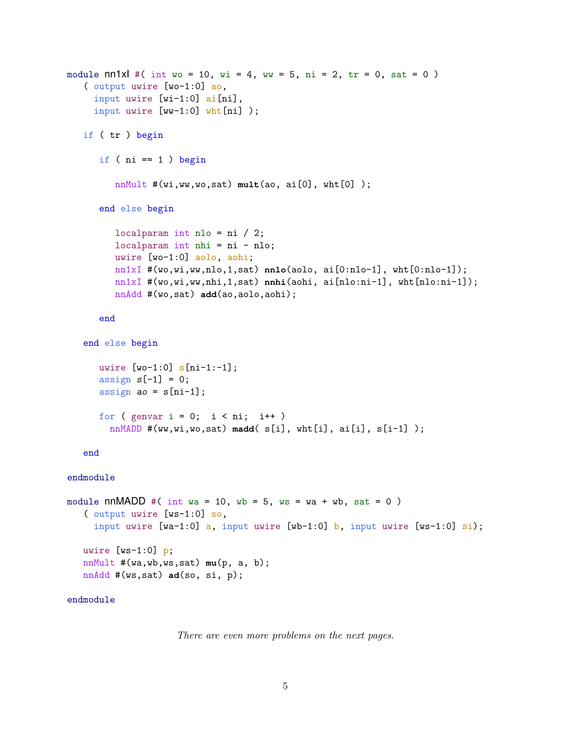```
module nn1xI #( int wo = 10, wi = 4, ww = 5, ni = 2, tr = 0, sat = 0 )
   ( output uwire [wo-1:0] ao,
     input uwire [wi-1:0] ai[ni],
     input uwire [ww-1:0] wht[ni] );

   if ( tr ) begin

      if ( ni == 1 ) begin

         nnMult #(wi,ww,wo,sat) mult(ao, ai[0], wht[0] );

      end else begin

         localparam int nlo = ni / 2;
         localparam int nhi = ni - nlo;
         uwire [wo-1:0] aolo, aohi;
         nn1xI #(wo,wi,ww,nlo,1,sat) nnlo(aolo, ai[0:nlo-1], wht[0:nlo-1]);
         nn1xI #(wo,wi,ww,nhi,1,sat) nnhi(aohi, ai[nlo:ni-1], wht[nlo:ni-1]);
         nnAdd #(wo,sat) add(ao,aolo,aohi);

      end

   end else begin

      uwire [wo-1:0] s[ni-1:-1];
      assign s[-1] = 0;
      assign ao = s[ni-1];

      for ( genvar i = 0;  i < ni;  i++ )
        nnMADD #(ww,wi,wo,sat) madd( s[i], wht[i], ai[i], s[i-1] );

   end

endmodule

module nnMADD #( int wa = 10, wb = 5, ws = wa + wb, sat = 0 )
   ( output uwire [ws-1:0] so,
     input uwire [wa-1:0] a, input uwire [wb-1:0] b, input uwire [ws-1:0] si);

   uwire [ws-1:0] p;
   nnMult #(wa,wb,ws,sat) mu(p, a, b);
   nnAdd #(ws,sat) ad(so, si, p);

endmodule
```

*There are even more problems on the next pages.*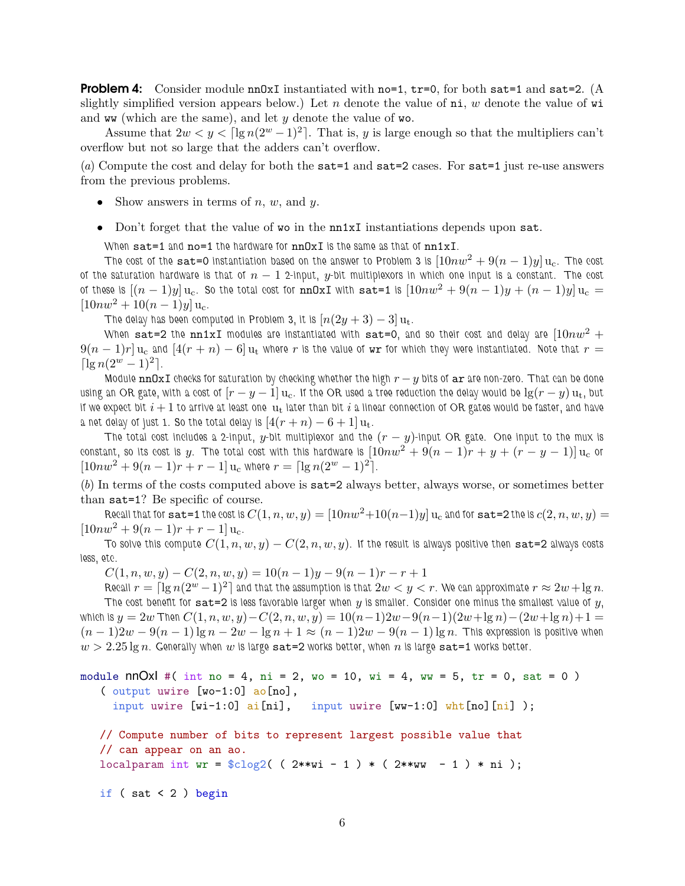**Problem 4:** Consider module `nn0xI` instantiated with `no=1`, `tr=0`, for both `sat=1` and `sat=2`. (A slightly simplified version appears below.) Let $n$ denote the value of `ni`, $w$ denote the value of `wi` and `ww` (which are the same), and let $y$ denote the value of `wo`.

Assume that $2w < y < \lceil \lg n(2^w - 1)^2 \rceil$. That is, $y$ is large enough so that the multipliers can't overflow but not so large that the adders can't overflow.

(*a*) Compute the cost and delay for both the `sat=1` and `sat=2` cases. For `sat=1` just re-use answers from the previous problems.

- Show answers in terms of $n$, $w$, and $y$.
- Don't forget that the value of `wo` in the `nn1xI` instantiations depends upon `sat`.

When `sat=1` and `no=1` the hardware for `nn0xI` is the same as that of `nn1xI`.

The cost of the `sat=0` instantiation based on the answer to Problem 3 is $[10nw^2 + 9(n-1)y]\,\mathrm{u_c}$. The cost of the saturation hardware is that of $n-1$ 2-input, $y$-bit multiplexors in which one input is a constant. The cost of these is $[(n-1)y]\,\mathrm{u_c}$. So the total cost for `nn0xI` with `sat=1` is $[10nw^2 + 9(n-1)y + (n-1)y]\,\mathrm{u_c} = [10nw^2 + 10(n-1)y]\,\mathrm{u_c}$.

The delay has been computed in Problem 3, it is $[n(2y+3) - 3]\,\mathrm{u_t}$.

When `sat=2` the `nn1xI` modules are instantiated with `sat=0`, and so their cost and delay are $[10nw^2 + 9(n-1)r]\,\mathrm{u_c}$ and $[4(r+n) - 6]\,\mathrm{u_t}$ where $r$ is the value of `wr` for which they were instantiated. Note that $r = \lceil \lg n(2^w - 1)^2 \rceil$.

Module `nn0xI` checks for saturation by checking whether the high $r - y$ bits of `ar` are non-zero. That can be done using an OR gate, with a cost of $[r - y - 1]\,\mathrm{u_c}$. If the OR used a tree reduction the delay would be $\lg(r-y)\,\mathrm{u_t}$, but if we expect bit $i+1$ to arrive at least one $\mathrm{u_t}$ later than bit $i$ a linear connection of OR gates would be faster, and have a net delay of just 1. So the total delay is $[4(r+n) - 6 + 1]\,\mathrm{u_t}$.

The total cost includes a 2-input, $y$-bit multiplexor and the $(r-y)$-input OR gate. One input to the mux is constant, so its cost is $y$. The total cost with this hardware is $[10nw^2 + 9(n-1)r + y + (r - y - 1)]\,\mathrm{u_c}$ or $[10nw^2 + 9(n-1)r + r - 1]\,\mathrm{u_c}$ where $r = \lceil \lg n(2^w - 1)^2 \rceil$.

(*b*) In terms of the costs computed above is `sat=2` always better, always worse, or sometimes better than `sat=1`? Be specific of course.

Recall that for `sat=1` the cost is $C(1, n, w, y) = [10nw^2 + 10(n-1)y]\,\mathrm{u_c}$ and for `sat=2` the is $c(2, n, w, y) = [10nw^2 + 9(n-1)r + r - 1]\,\mathrm{u_c}$.

To solve this compute $C(1, n, w, y) - C(2, n, w, y)$. If the result is always positive then `sat=2` always costs less, etc.

$C(1, n, w, y) - C(2, n, w, y) = 10(n-1)y - 9(n-1)r - r + 1$

Recall $r = \lceil \lg n(2^w - 1)^2 \rceil$ and that the assumption is that $2w < y < r$. We can approximate $r \approx 2w + \lg n$.

The cost benefit for `sat=2` is less favorable larger when $y$ is smaller. Consider one minus the smallest value of $y$, which is $y = 2w$ Then $C(1, n, w, y) - C(2, n, w, y) = 10(n-1)2w - 9(n-1)(2w + \lg n) - (2w + \lg n) + 1 = (n-1)2w - 9(n-1)\lg n - 2w - \lg n + 1 \approx (n-1)2w - 9(n-1)\lg n$. This expression is positive when $w > 2.25 \lg n$. Generally when $w$ is large `sat=2` works better, when $n$ is large `sat=1` works better.

```
module nn0xI #( int no = 4, ni = 2, wo = 10, wi = 4, ww = 5, tr = 0, sat = 0 )
   ( output uwire [wo-1:0] ao[no],
     input uwire [wi-1:0] ai[ni],   input uwire [ww-1:0] wht[no][ni] );

   // Compute number of bits to represent largest possible value that
   // can appear on an ao.
   localparam int wr = $clog2( ( 2**wi - 1 ) * ( 2**ww  - 1 ) * ni );

   if ( sat < 2 ) begin
```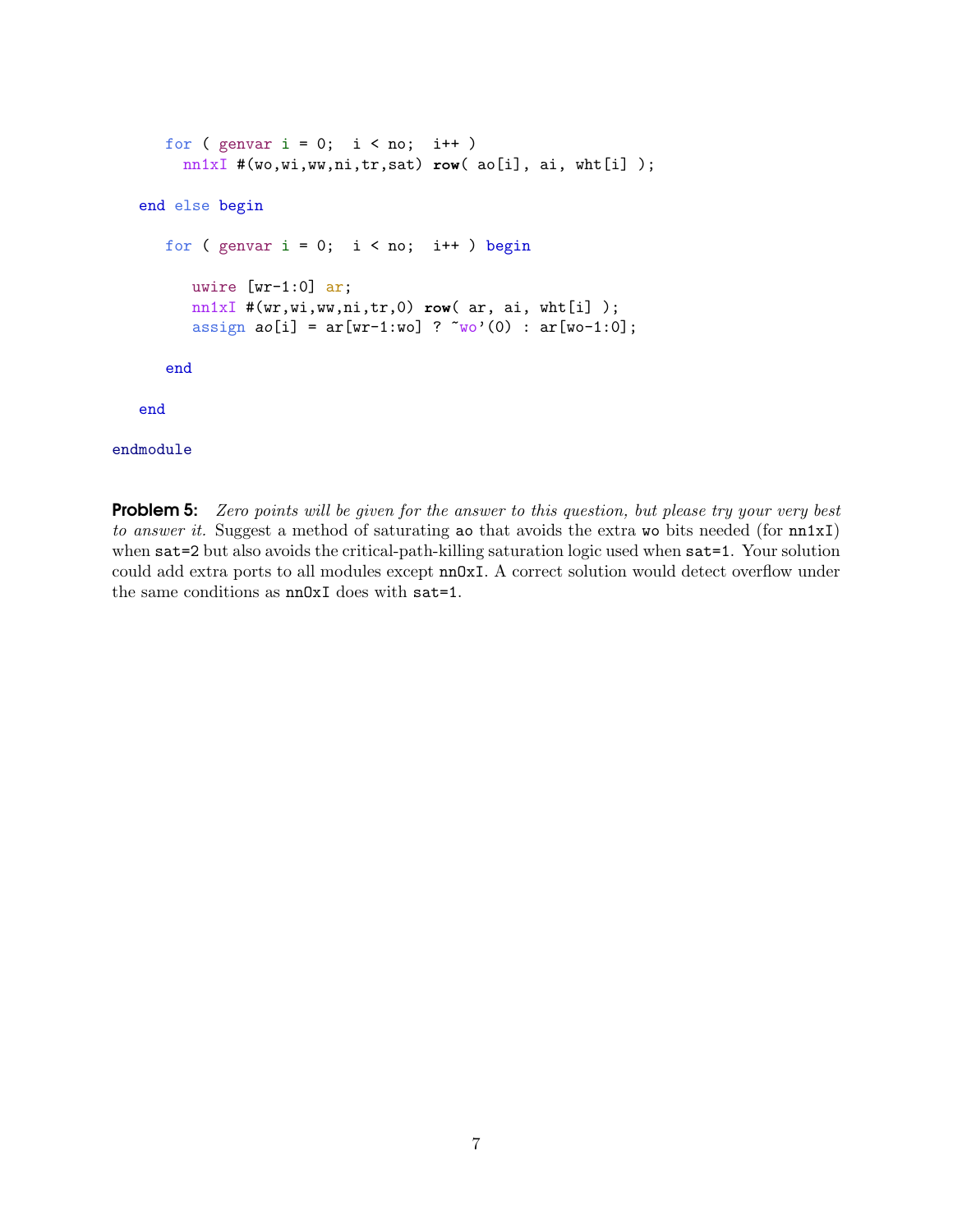```
      for ( genvar i = 0;  i < no;  i++ )
        nn1xI #(wo,wi,ww,ni,tr,sat) row( ao[i], ai, wht[i] );

   end else begin

      for ( genvar i = 0;  i < no;  i++ ) begin

         uwire [wr-1:0] ar;
         nn1xI #(wr,wi,ww,ni,tr,0) row( ar, ai, wht[i] );
         assign ao[i] = ar[wr-1:wo] ? ~wo'(0) : ar[wo-1:0];

      end

   end

endmodule
```

**Problem 5:** *Zero points will be given for the answer to this question, but please try your very best to answer it.* Suggest a method of saturating `ao` that avoids the extra `wo` bits needed (for `nn1xI`) when `sat=2` but also avoids the critical-path-killing saturation logic used when `sat=1`. Your solution could add extra ports to all modules except `nnOxI`. A correct solution would detect overflow under the same conditions as `nnOxI` does with `sat=1`.